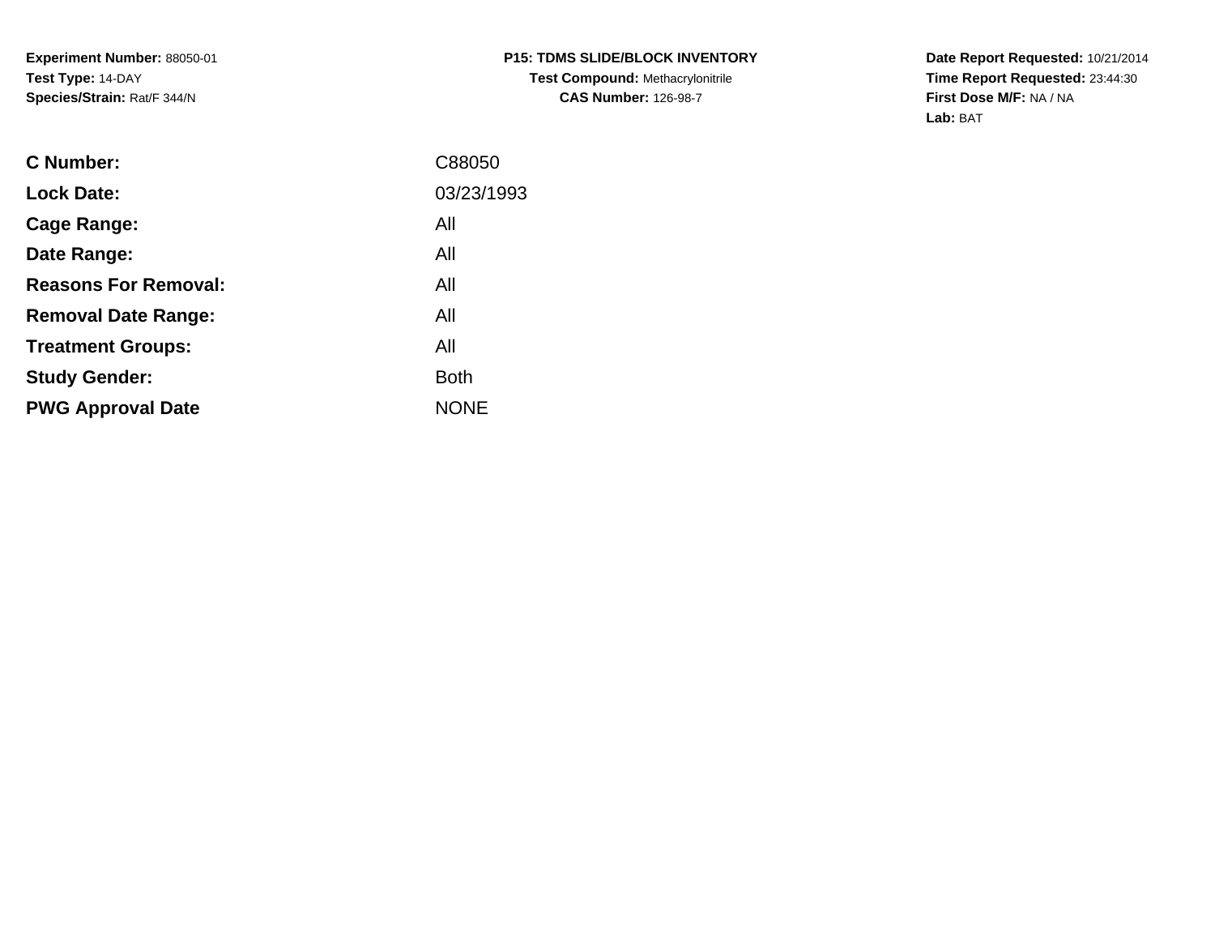**Experiment Number:** 88050-01
**Test Type:** 14-DAY
**Species/Strain:** Rat/F 344/N

**P15: TDMS SLIDE/BLOCK INVENTORY**
**Test Compound:** Methacrylonitrile
**CAS Number:** 126-98-7

**Date Report Requested:** 10/21/2014
**Time Report Requested:** 23:44:30
**First Dose M/F:** NA / NA
**Lab:** BAT

| | |
|---|---|
| **C Number:** | C88050 |
| **Lock Date:** | 03/23/1993 |
| **Cage Range:** | All |
| **Date Range:** | All |
| **Reasons For Removal:** | All |
| **Removal Date Range:** | All |
| **Treatment Groups:** | All |
| **Study Gender:** | Both |
| **PWG Approval Date** | NONE |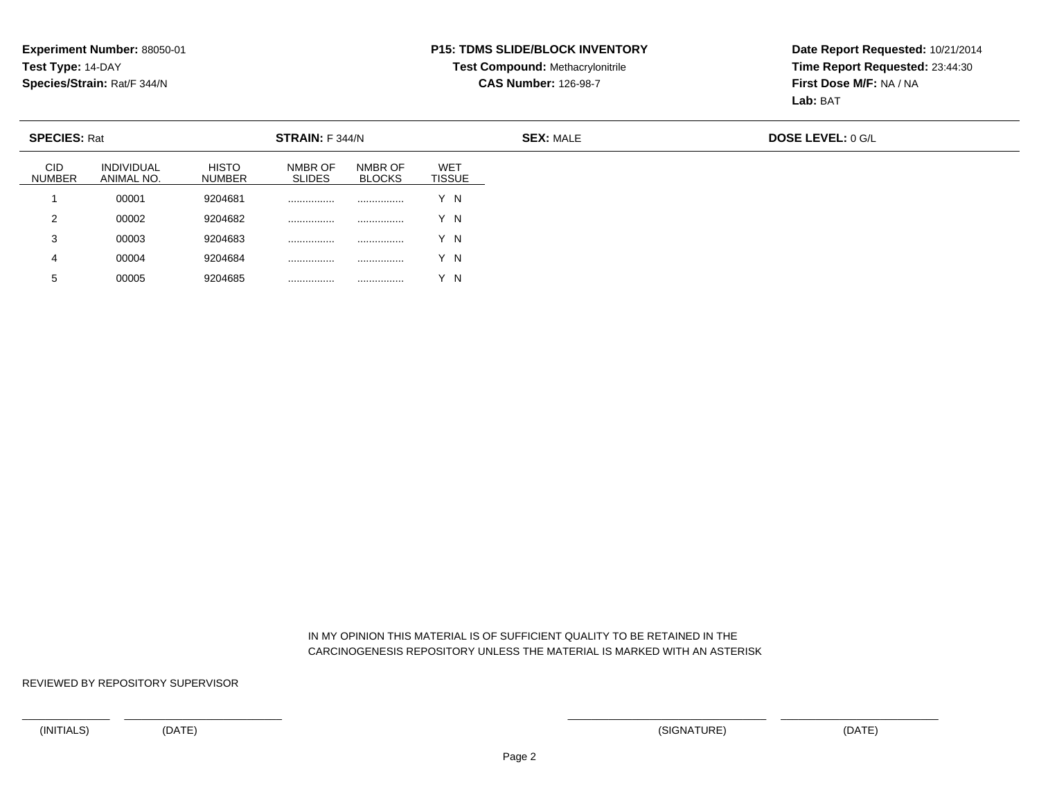**Experiment Number:** 88050-01
**Test Type:** 14-DAY
**Species/Strain:** Rat/F 344/N

**P15: TDMS SLIDE/BLOCK INVENTORY**
**Test Compound:** Methacrylonitrile
**CAS Number:** 126-98-7

**Date Report Requested:** 10/21/2014
**Time Report Requested:** 23:44:30
**First Dose M/F:** NA / NA
**Lab:** BAT

**SPECIES:** Rat **STRAIN:** F 344/N **SEX:** MALE **DOSE LEVEL:** 0 G/L

| CID NUMBER | INDIVIDUAL ANIMAL NO. | HISTO NUMBER | NMBR OF SLIDES | NMBR OF BLOCKS | WET TISSUE |
|---|---|---|---|---|---|
| 1 | 00001 | 9204681 | ................ | ................ | Y N |
| 2 | 00002 | 9204682 | ................ | ................ | Y N |
| 3 | 00003 | 9204683 | ................ | ................ | Y N |
| 4 | 00004 | 9204684 | ................ | ................ | Y N |
| 5 | 00005 | 9204685 | ................ | ................ | Y N |

IN MY OPINION THIS MATERIAL IS OF SUFFICIENT QUALITY TO BE RETAINED IN THE CARCINOGENESIS REPOSITORY UNLESS THE MATERIAL IS MARKED WITH AN ASTERISK

REVIEWED BY REPOSITORY SUPERVISOR

(INITIALS) (DATE) (SIGNATURE) (DATE)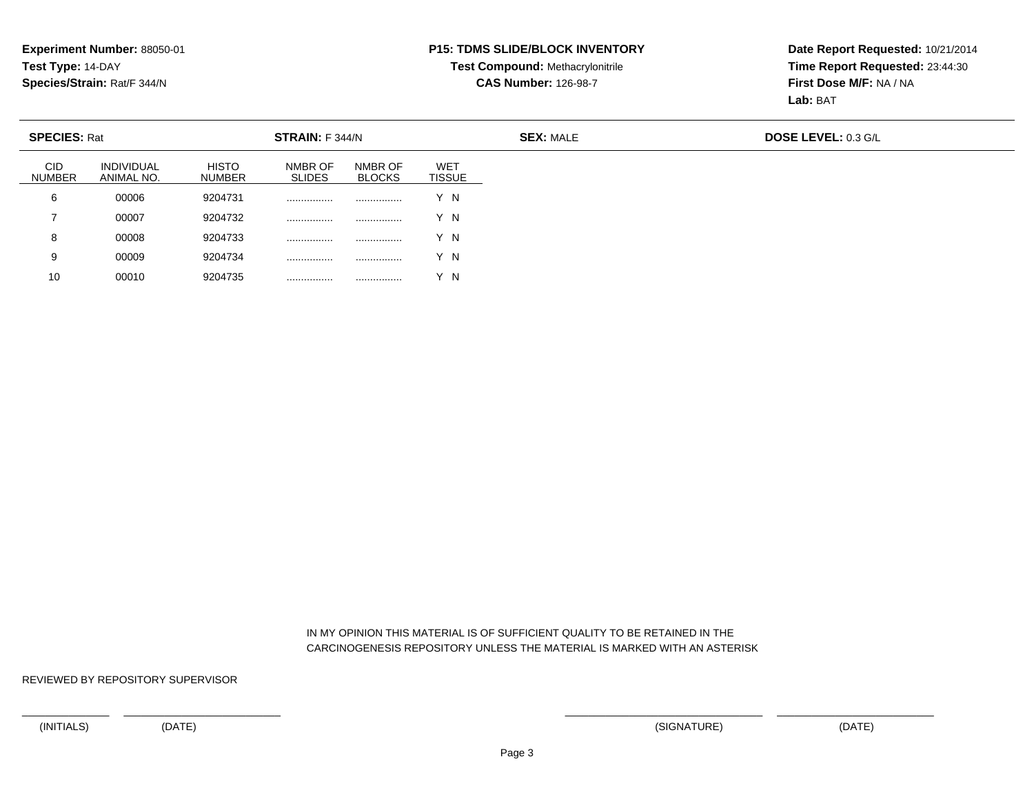**Experiment Number:** 88050-01
**Test Type:** 14-DAY
**Species/Strain:** Rat/F 344/N

**P15: TDMS SLIDE/BLOCK INVENTORY**
**Test Compound:** Methacrylonitrile
**CAS Number:** 126-98-7

**Date Report Requested:** 10/21/2014
**Time Report Requested:** 23:44:30
**First Dose M/F:** NA / NA
**Lab:** BAT

**SPECIES:** Rat | **STRAIN:** F 344/N | **SEX:** MALE | **DOSE LEVEL:** 0.3 G/L

| CID NUMBER | INDIVIDUAL ANIMAL NO. | HISTO NUMBER | NMBR OF SLIDES | NMBR OF BLOCKS | WET TISSUE |
|---|---|---|---|---|---|
| 6 | 00006 | 9204731 | ................ | ................ | Y N |
| 7 | 00007 | 9204732 | ................ | ................ | Y N |
| 8 | 00008 | 9204733 | ................ | ................ | Y N |
| 9 | 00009 | 9204734 | ................ | ................ | Y N |
| 10 | 00010 | 9204735 | ................ | ................ | Y N |

IN MY OPINION THIS MATERIAL IS OF SUFFICIENT QUALITY TO BE RETAINED IN THE CARCINOGENESIS REPOSITORY UNLESS THE MATERIAL IS MARKED WITH AN ASTERISK

REVIEWED BY REPOSITORY SUPERVISOR

_______________ _______________ _______________ _______________

(INITIALS) (DATE) (SIGNATURE) (DATE)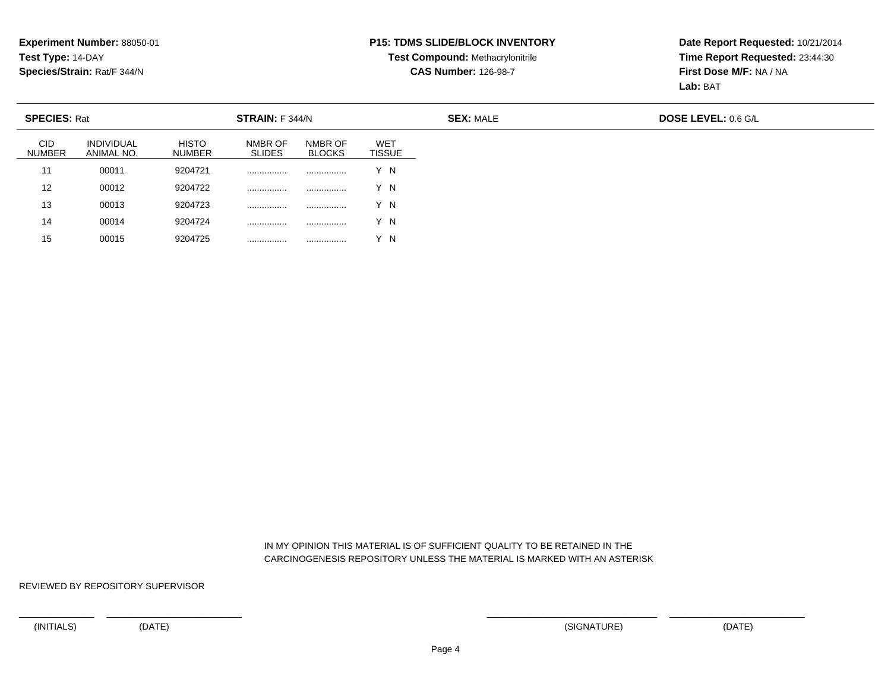**Experiment Number:** 88050-01
**Test Type:** 14-DAY
**Species/Strain:** Rat/F 344/N

**P15: TDMS SLIDE/BLOCK INVENTORY**
**Test Compound:** Methacrylonitrile
**CAS Number:** 126-98-7

**Date Report Requested:** 10/21/2014
**Time Report Requested:** 23:44:30
**First Dose M/F:** NA / NA
**Lab:** BAT

| **SPECIES:** Rat | **STRAIN:** F 344/N | **SEX:** MALE | **DOSE LEVEL:** 0.6 G/L |
|---|---|---|---|

| CID NUMBER | INDIVIDUAL ANIMAL NO. | HISTO NUMBER | NMBR OF SLIDES | NMBR OF BLOCKS | WET TISSUE |
|---|---|---|---|---|---|
| 11 | 00011 | 9204721 | ................ | ................ | Y N |
| 12 | 00012 | 9204722 | ................ | ................ | Y N |
| 13 | 00013 | 9204723 | ................ | ................ | Y N |
| 14 | 00014 | 9204724 | ................ | ................ | Y N |
| 15 | 00015 | 9204725 | ................ | ................ | Y N |

IN MY OPINION THIS MATERIAL IS OF SUFFICIENT QUALITY TO BE RETAINED IN THE CARCINOGENESIS REPOSITORY UNLESS THE MATERIAL IS MARKED WITH AN ASTERISK

REVIEWED BY REPOSITORY SUPERVISOR

_______________ ___________________________ _________________________________ ___________________________

(INITIALS) (DATE) (SIGNATURE) (DATE)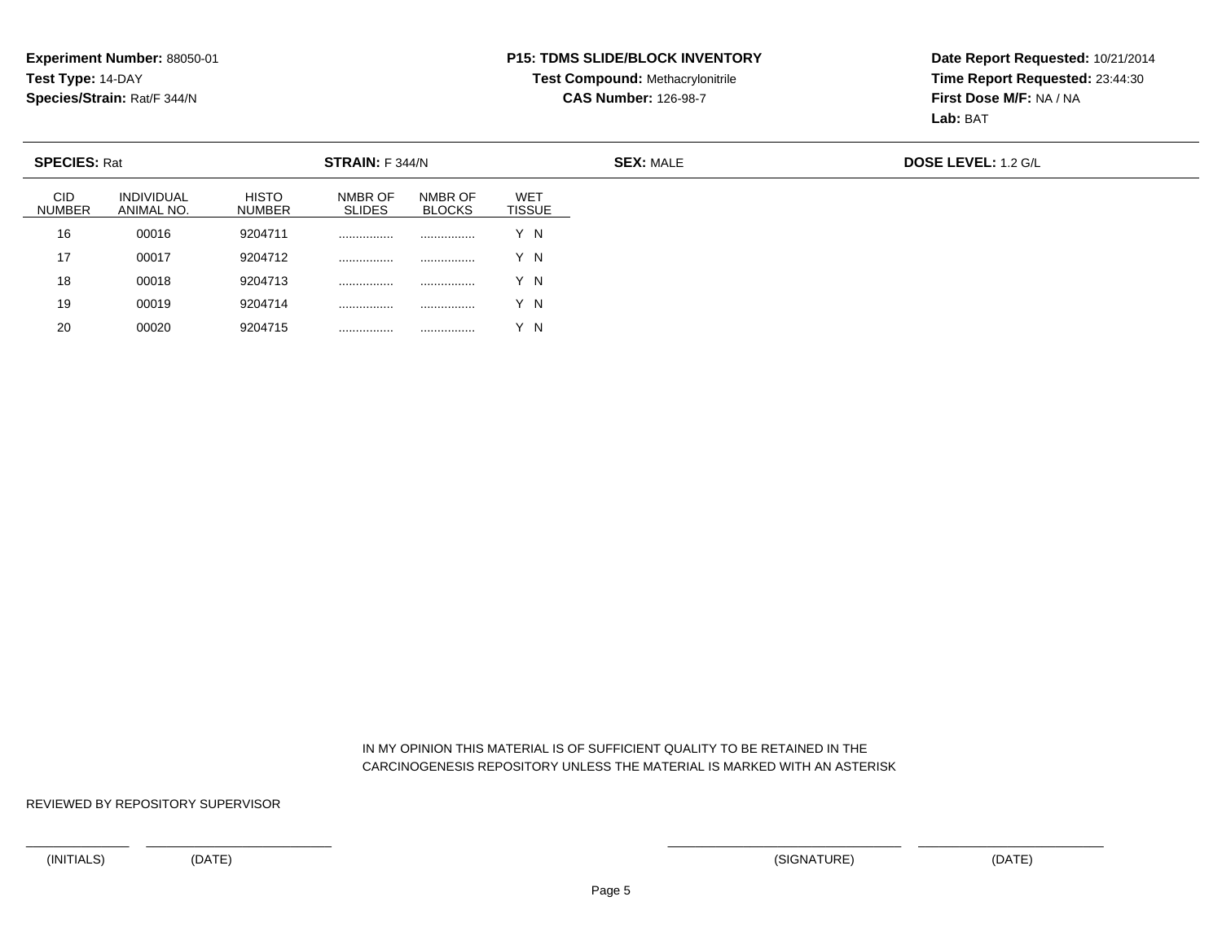**Experiment Number:** 88050-01
**Test Type:** 14-DAY
**Species/Strain:** Rat/F 344/N

**P15: TDMS SLIDE/BLOCK INVENTORY**
**Test Compound:** Methacrylonitrile
**CAS Number:** 126-98-7

**Date Report Requested:** 10/21/2014
**Time Report Requested:** 23:44:30
**First Dose M/F:** NA / NA
**Lab:** BAT

**SPECIES:** Rat **STRAIN:** F 344/N **SEX:** MALE **DOSE LEVEL:** 1.2 G/L

| CID NUMBER | INDIVIDUAL ANIMAL NO. | HISTO NUMBER | NMBR OF SLIDES | NMBR OF BLOCKS | WET TISSUE |
|---|---|---|---|---|---|
| 16 | 00016 | 9204711 | ................ | ................ | Y N |
| 17 | 00017 | 9204712 | ................ | ................ | Y N |
| 18 | 00018 | 9204713 | ................ | ................ | Y N |
| 19 | 00019 | 9204714 | ................ | ................ | Y N |
| 20 | 00020 | 9204715 | ................ | ................ | Y N |

IN MY OPINION THIS MATERIAL IS OF SUFFICIENT QUALITY TO BE RETAINED IN THE CARCINOGENESIS REPOSITORY UNLESS THE MATERIAL IS MARKED WITH AN ASTERISK

REVIEWED BY REPOSITORY SUPERVISOR

(INITIALS) (DATE) (SIGNATURE) (DATE)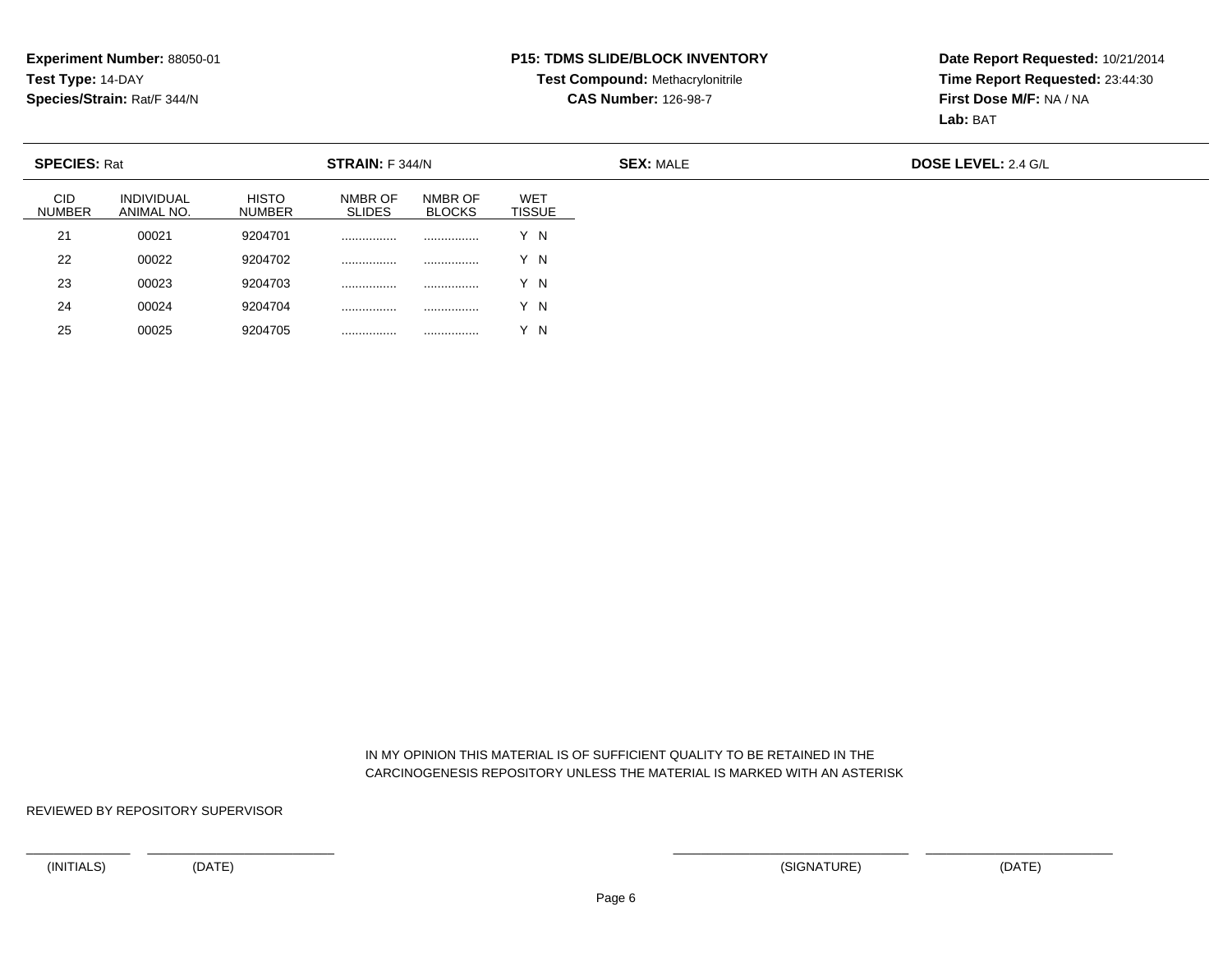**Experiment Number:** 88050-01
**Test Type:** 14-DAY
**Species/Strain:** Rat/F 344/N

**P15: TDMS SLIDE/BLOCK INVENTORY**
**Test Compound:** Methacrylonitrile
**CAS Number:** 126-98-7

**Date Report Requested:** 10/21/2014
**Time Report Requested:** 23:44:30
**First Dose M/F:** NA / NA
**Lab:** BAT

**SPECIES:** Rat | **STRAIN:** F 344/N | **SEX:** MALE | **DOSE LEVEL:** 2.4 G/L

| CID NUMBER | INDIVIDUAL ANIMAL NO. | HISTO NUMBER | NMBR OF SLIDES | NMBR OF BLOCKS | WET TISSUE |
|---|---|---|---|---|---|
| 21 | 00021 | 9204701 | ................ | ................ | Y N |
| 22 | 00022 | 9204702 | ................ | ................ | Y N |
| 23 | 00023 | 9204703 | ................ | ................ | Y N |
| 24 | 00024 | 9204704 | ................ | ................ | Y N |
| 25 | 00025 | 9204705 | ................ | ................ | Y N |

IN MY OPINION THIS MATERIAL IS OF SUFFICIENT QUALITY TO BE RETAINED IN THE CARCINOGENESIS REPOSITORY UNLESS THE MATERIAL IS MARKED WITH AN ASTERISK

REVIEWED BY REPOSITORY SUPERVISOR

(INITIALS) (DATE) (SIGNATURE) (DATE)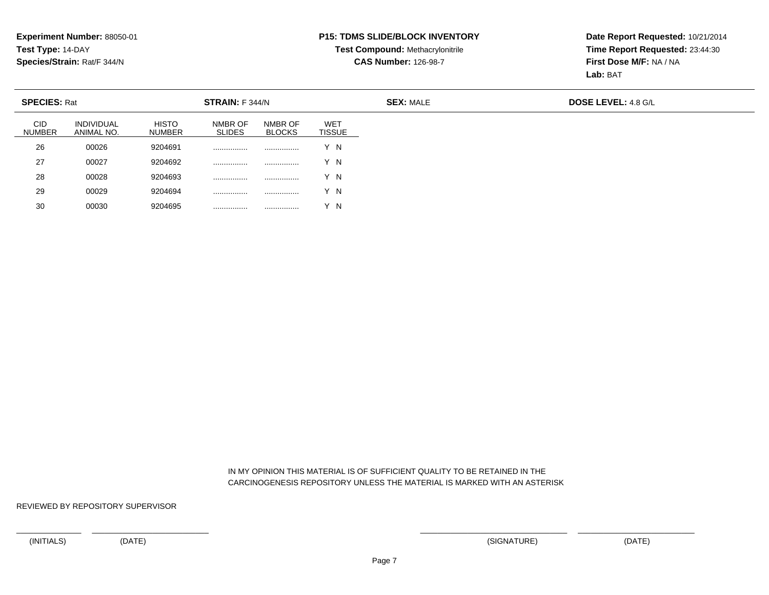**Experiment Number:** 88050-01
**Test Type:** 14-DAY
**Species/Strain:** Rat/F 344/N

**P15: TDMS SLIDE/BLOCK INVENTORY**
**Test Compound:** Methacrylonitrile
**CAS Number:** 126-98-7

**Date Report Requested:** 10/21/2014
**Time Report Requested:** 23:44:30
**First Dose M/F:** NA / NA
**Lab:** BAT

**SPECIES:** Rat **STRAIN:** F 344/N **SEX:** MALE **DOSE LEVEL:** 4.8 G/L

| CID NUMBER | INDIVIDUAL ANIMAL NO. | HISTO NUMBER | NMBR OF SLIDES | NMBR OF BLOCKS | WET TISSUE |
|---|---|---|---|---|---|
| 26 | 00026 | 9204691 | ................ | ................ | Y N |
| 27 | 00027 | 9204692 | ................ | ................ | Y N |
| 28 | 00028 | 9204693 | ................ | ................ | Y N |
| 29 | 00029 | 9204694 | ................ | ................ | Y N |
| 30 | 00030 | 9204695 | ................ | ................ | Y N |

IN MY OPINION THIS MATERIAL IS OF SUFFICIENT QUALITY TO BE RETAINED IN THE CARCINOGENESIS REPOSITORY UNLESS THE MATERIAL IS MARKED WITH AN ASTERISK

REVIEWED BY REPOSITORY SUPERVISOR

(INITIALS) (DATE) (SIGNATURE) (DATE)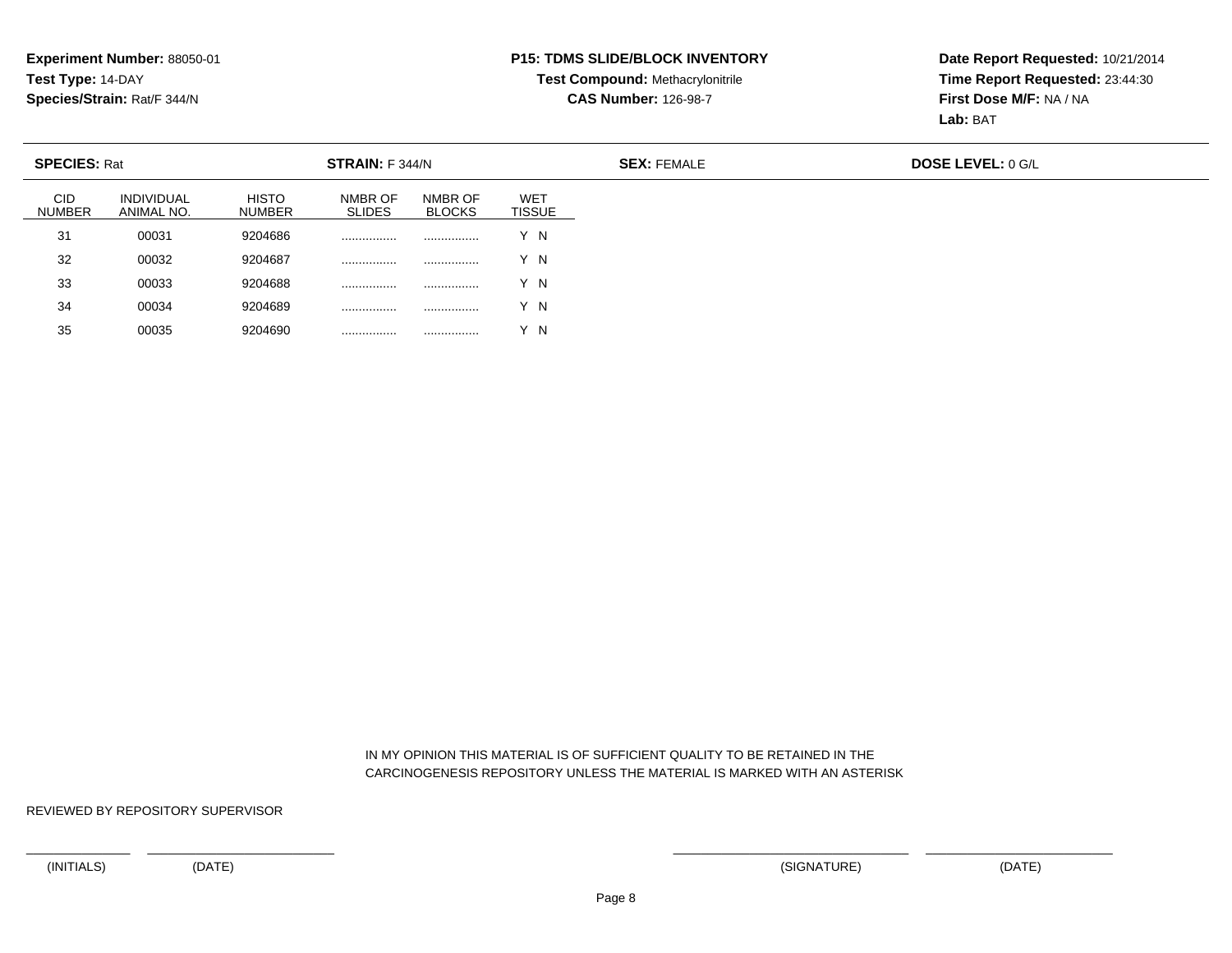**Experiment Number:** 88050-01
**Test Type:** 14-DAY
**Species/Strain:** Rat/F 344/N

**P15: TDMS SLIDE/BLOCK INVENTORY**
**Test Compound:** Methacrylonitrile
**CAS Number:** 126-98-7

**Date Report Requested:** 10/21/2014
**Time Report Requested:** 23:44:30
**First Dose M/F:** NA / NA
**Lab:** BAT

**SPECIES:** Rat **STRAIN:** F 344/N **SEX:** FEMALE **DOSE LEVEL:** 0 G/L

| CID NUMBER | INDIVIDUAL ANIMAL NO. | HISTO NUMBER | NMBR OF SLIDES | NMBR OF BLOCKS | WET TISSUE |
|---|---|---|---|---|---|
| 31 | 00031 | 9204686 | ................ | ................ | Y N |
| 32 | 00032 | 9204687 | ................ | ................ | Y N |
| 33 | 00033 | 9204688 | ................ | ................ | Y N |
| 34 | 00034 | 9204689 | ................ | ................ | Y N |
| 35 | 00035 | 9204690 | ................ | ................ | Y N |

IN MY OPINION THIS MATERIAL IS OF SUFFICIENT QUALITY TO BE RETAINED IN THE CARCINOGENESIS REPOSITORY UNLESS THE MATERIAL IS MARKED WITH AN ASTERISK

REVIEWED BY REPOSITORY SUPERVISOR

(INITIALS) (DATE) (SIGNATURE) (DATE)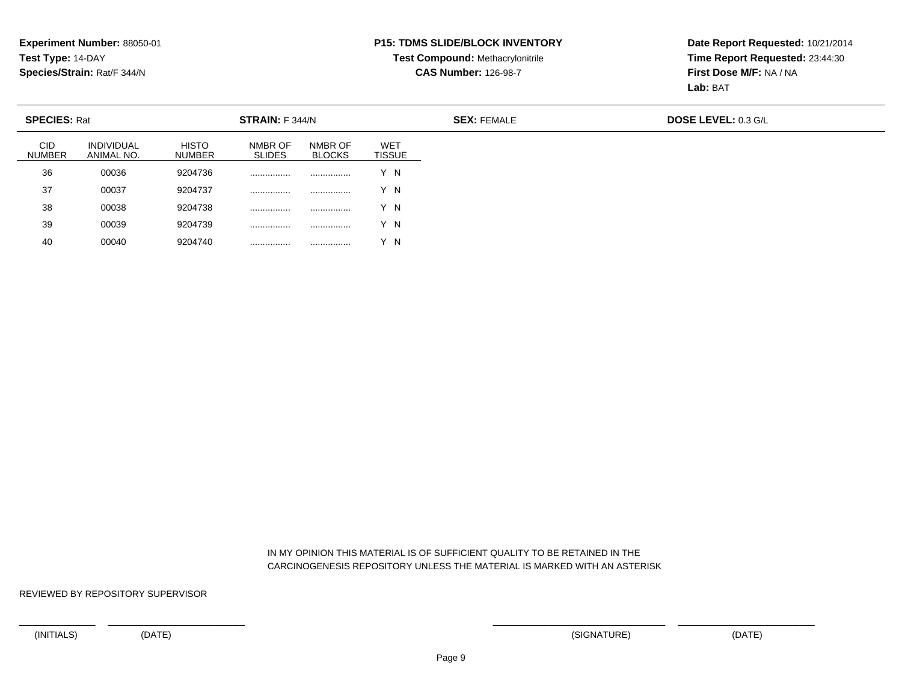**Experiment Number:** 88050-01
**Test Type:** 14-DAY
**Species/Strain:** Rat/F 344/N

**P15: TDMS SLIDE/BLOCK INVENTORY**
**Test Compound:** Methacrylonitrile
**CAS Number:** 126-98-7

**Date Report Requested:** 10/21/2014
**Time Report Requested:** 23:44:30
**First Dose M/F:** NA / NA
**Lab:** BAT

**SPECIES:** Rat **STRAIN:** F 344/N **SEX:** FEMALE **DOSE LEVEL:** 0.3 G/L

| CID NUMBER | INDIVIDUAL ANIMAL NO. | HISTO NUMBER | NMBR OF SLIDES | NMBR OF BLOCKS | WET TISSUE |
|---|---|---|---|---|---|
| 36 | 00036 | 9204736 | ................ | ................ | Y N |
| 37 | 00037 | 9204737 | ................ | ................ | Y N |
| 38 | 00038 | 9204738 | ................ | ................ | Y N |
| 39 | 00039 | 9204739 | ................ | ................ | Y N |
| 40 | 00040 | 9204740 | ................ | ................ | Y N |

IN MY OPINION THIS MATERIAL IS OF SUFFICIENT QUALITY TO BE RETAINED IN THE CARCINOGENESIS REPOSITORY UNLESS THE MATERIAL IS MARKED WITH AN ASTERISK

REVIEWED BY REPOSITORY SUPERVISOR

(INITIALS) (DATE) (SIGNATURE) (DATE)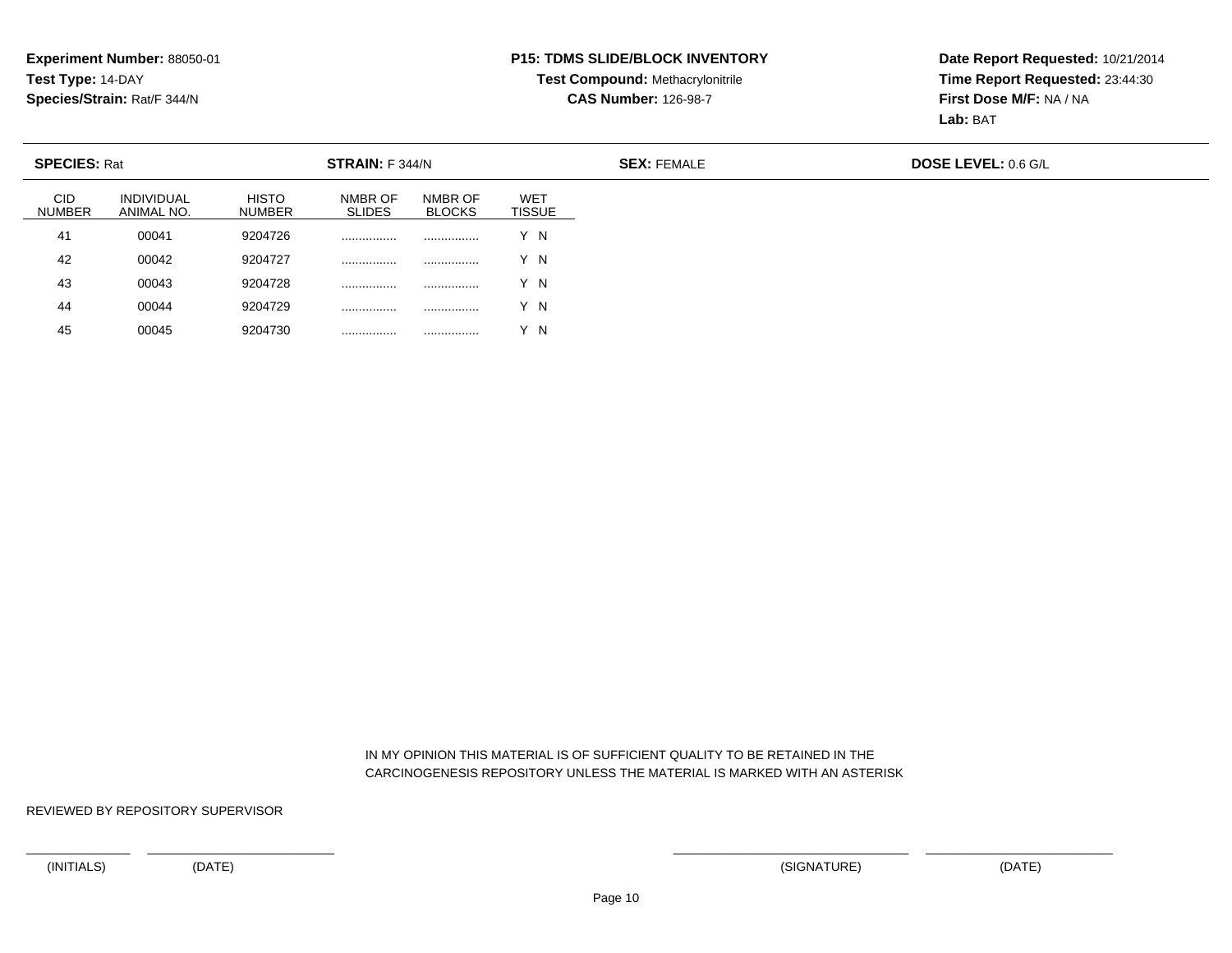**Experiment Number:** 88050-01
**Test Type:** 14-DAY
**Species/Strain:** Rat/F 344/N

**P15: TDMS SLIDE/BLOCK INVENTORY**
**Test Compound:** Methacrylonitrile
**CAS Number:** 126-98-7

**Date Report Requested:** 10/21/2014
**Time Report Requested:** 23:44:30
**First Dose M/F:** NA / NA
**Lab:** BAT

**SPECIES:** Rat **STRAIN:** F 344/N **SEX:** FEMALE **DOSE LEVEL:** 0.6 G/L

| CID NUMBER | INDIVIDUAL ANIMAL NO. | HISTO NUMBER | NMBR OF SLIDES | NMBR OF BLOCKS | WET TISSUE |
|---|---|---|---|---|---|
| 41 | 00041 | 9204726 | ................ | ................ | Y N |
| 42 | 00042 | 9204727 | ................ | ................ | Y N |
| 43 | 00043 | 9204728 | ................ | ................ | Y N |
| 44 | 00044 | 9204729 | ................ | ................ | Y N |
| 45 | 00045 | 9204730 | ................ | ................ | Y N |

IN MY OPINION THIS MATERIAL IS OF SUFFICIENT QUALITY TO BE RETAINED IN THE CARCINOGENESIS REPOSITORY UNLESS THE MATERIAL IS MARKED WITH AN ASTERISK

REVIEWED BY REPOSITORY SUPERVISOR

(INITIALS) (DATE) (SIGNATURE) (DATE)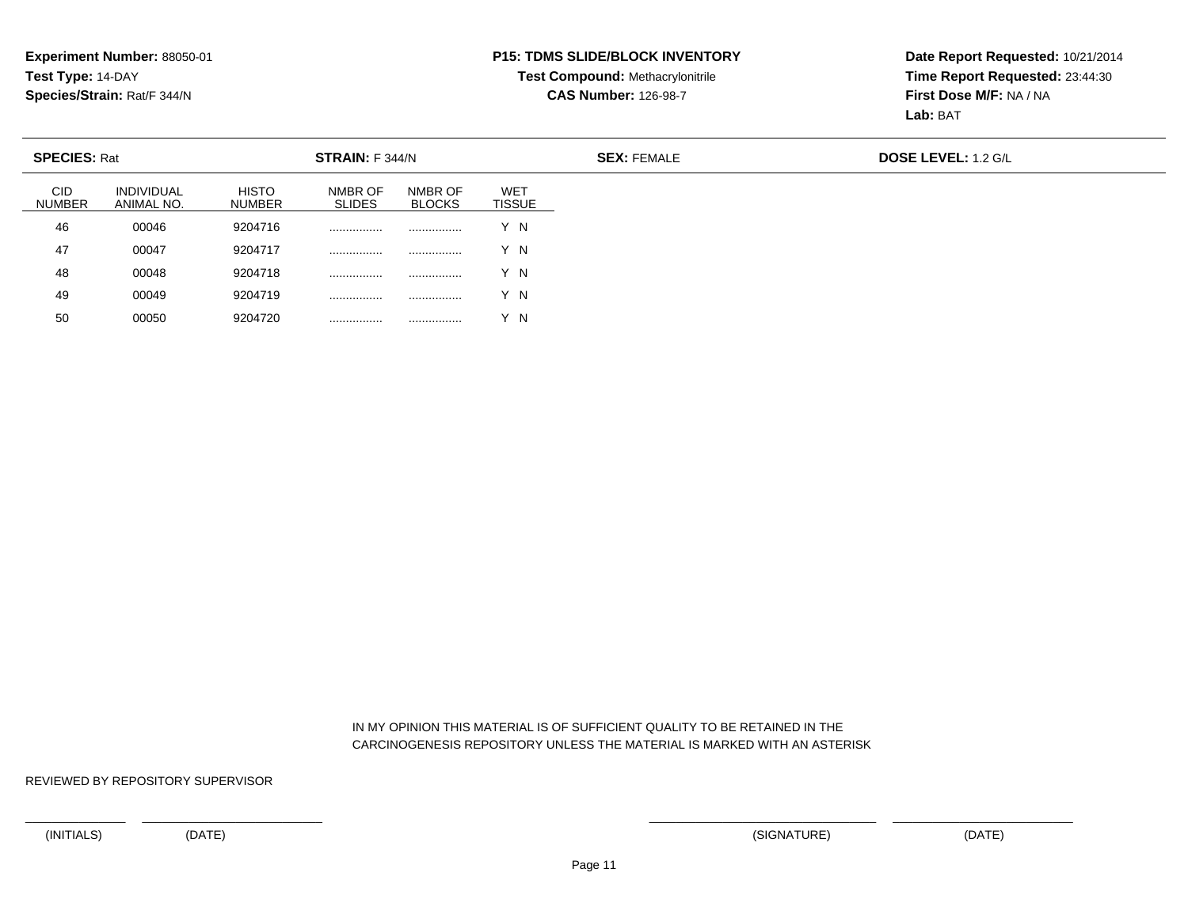**Experiment Number:** 88050-01
**Test Type:** 14-DAY
**Species/Strain:** Rat/F 344/N

**P15: TDMS SLIDE/BLOCK INVENTORY**
**Test Compound:** Methacrylonitrile
**CAS Number:** 126-98-7

**Date Report Requested:** 10/21/2014
**Time Report Requested:** 23:44:30
**First Dose M/F:** NA / NA
**Lab:** BAT

**SPECIES:** Rat | **STRAIN:** F 344/N | **SEX:** FEMALE | **DOSE LEVEL:** 1.2 G/L

| CID NUMBER | INDIVIDUAL ANIMAL NO. | HISTO NUMBER | NMBR OF SLIDES | NMBR OF BLOCKS | WET TISSUE |
|---|---|---|---|---|---|
| 46 | 00046 | 9204716 | ................ | ................ | Y N |
| 47 | 00047 | 9204717 | ................ | ................ | Y N |
| 48 | 00048 | 9204718 | ................ | ................ | Y N |
| 49 | 00049 | 9204719 | ................ | ................ | Y N |
| 50 | 00050 | 9204720 | ................ | ................ | Y N |

IN MY OPINION THIS MATERIAL IS OF SUFFICIENT QUALITY TO BE RETAINED IN THE CARCINOGENESIS REPOSITORY UNLESS THE MATERIAL IS MARKED WITH AN ASTERISK

REVIEWED BY REPOSITORY SUPERVISOR

\_\_\_\_\_\_\_\_\_\_ \_\_\_\_\_\_\_\_\_\_\_\_\_\_\_\_\_\_ \_\_\_\_\_\_\_\_\_\_\_\_\_\_\_\_\_\_\_\_\_\_ \_\_\_\_\_\_\_\_\_\_\_\_\_\_\_\_\_\_

(INITIALS) (DATE) (SIGNATURE) (DATE)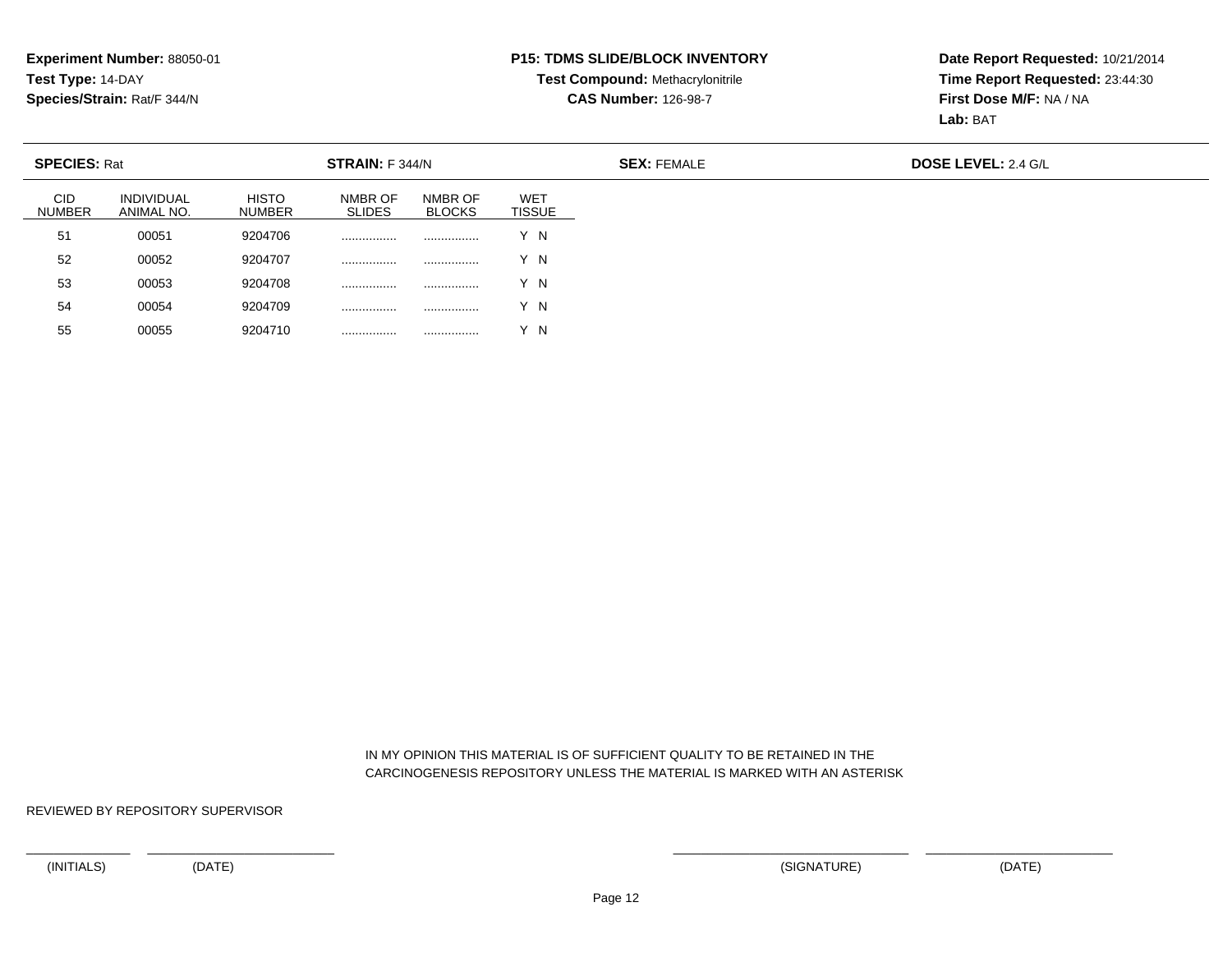**Experiment Number:** 88050-01
**Test Type:** 14-DAY
**Species/Strain:** Rat/F 344/N

**P15: TDMS SLIDE/BLOCK INVENTORY**
**Test Compound:** Methacrylonitrile
**CAS Number:** 126-98-7

**Date Report Requested:** 10/21/2014
**Time Report Requested:** 23:44:30
**First Dose M/F:** NA / NA
**Lab:** BAT

**SPECIES:** Rat | **STRAIN:** F 344/N | **SEX:** FEMALE | **DOSE LEVEL:** 2.4 G/L

| CID NUMBER | INDIVIDUAL ANIMAL NO. | HISTO NUMBER | NMBR OF SLIDES | NMBR OF BLOCKS | WET TISSUE |
|---|---|---|---|---|---|
| 51 | 00051 | 9204706 | ................ | ................ | Y N |
| 52 | 00052 | 9204707 | ................ | ................ | Y N |
| 53 | 00053 | 9204708 | ................ | ................ | Y N |
| 54 | 00054 | 9204709 | ................ | ................ | Y N |
| 55 | 00055 | 9204710 | ................ | ................ | Y N |

IN MY OPINION THIS MATERIAL IS OF SUFFICIENT QUALITY TO BE RETAINED IN THE CARCINOGENESIS REPOSITORY UNLESS THE MATERIAL IS MARKED WITH AN ASTERISK

REVIEWED BY REPOSITORY SUPERVISOR

(INITIALS) (DATE) (SIGNATURE) (DATE)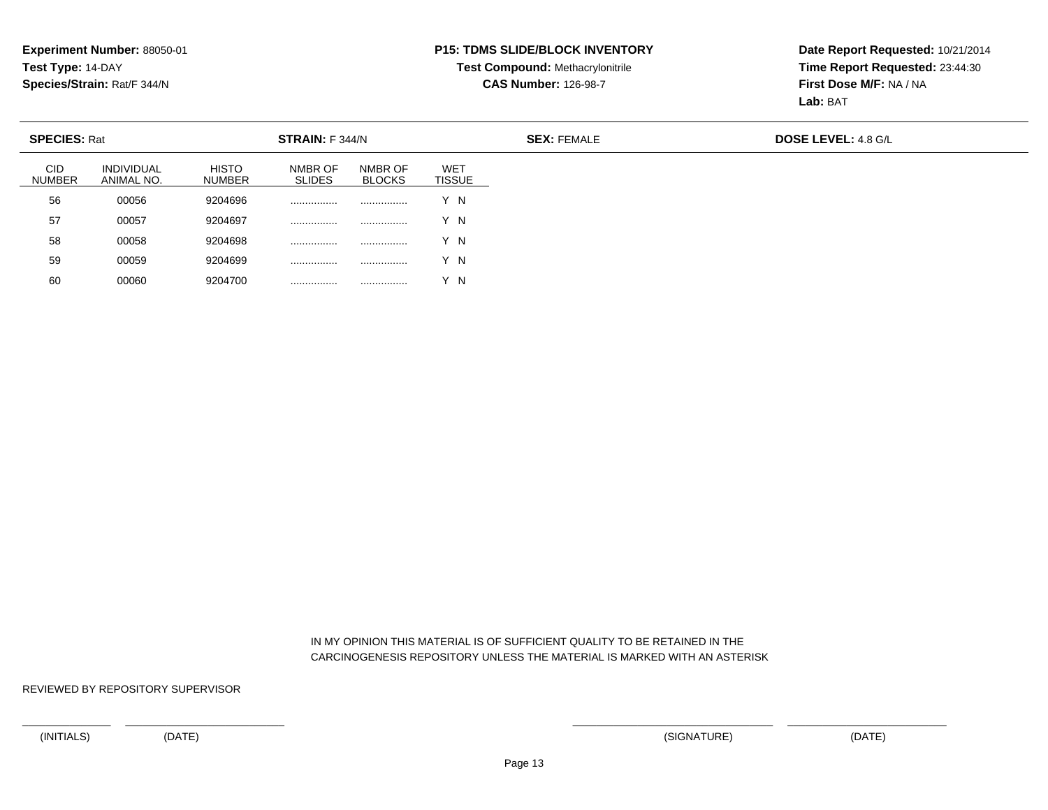**Experiment Number:** 88050-01
**Test Type:** 14-DAY
**Species/Strain:** Rat/F 344/N

**P15: TDMS SLIDE/BLOCK INVENTORY**
**Test Compound:** Methacrylonitrile
**CAS Number:** 126-98-7

**Date Report Requested:** 10/21/2014
**Time Report Requested:** 23:44:30
**First Dose M/F:** NA / NA
**Lab:** BAT

**SPECIES:** Rat | **STRAIN:** F 344/N | **SEX:** FEMALE | **DOSE LEVEL:** 4.8 G/L

| CID NUMBER | INDIVIDUAL ANIMAL NO. | HISTO NUMBER | NMBR OF SLIDES | NMBR OF BLOCKS | WET TISSUE |
|---|---|---|---|---|---|
| 56 | 00056 | 9204696 | ................ | ................ | Y N |
| 57 | 00057 | 9204697 | ................ | ................ | Y N |
| 58 | 00058 | 9204698 | ................ | ................ | Y N |
| 59 | 00059 | 9204699 | ................ | ................ | Y N |
| 60 | 00060 | 9204700 | ................ | ................ | Y N |

IN MY OPINION THIS MATERIAL IS OF SUFFICIENT QUALITY TO BE RETAINED IN THE CARCINOGENESIS REPOSITORY UNLESS THE MATERIAL IS MARKED WITH AN ASTERISK

REVIEWED BY REPOSITORY SUPERVISOR

(INITIALS) (DATE) (SIGNATURE) (DATE)